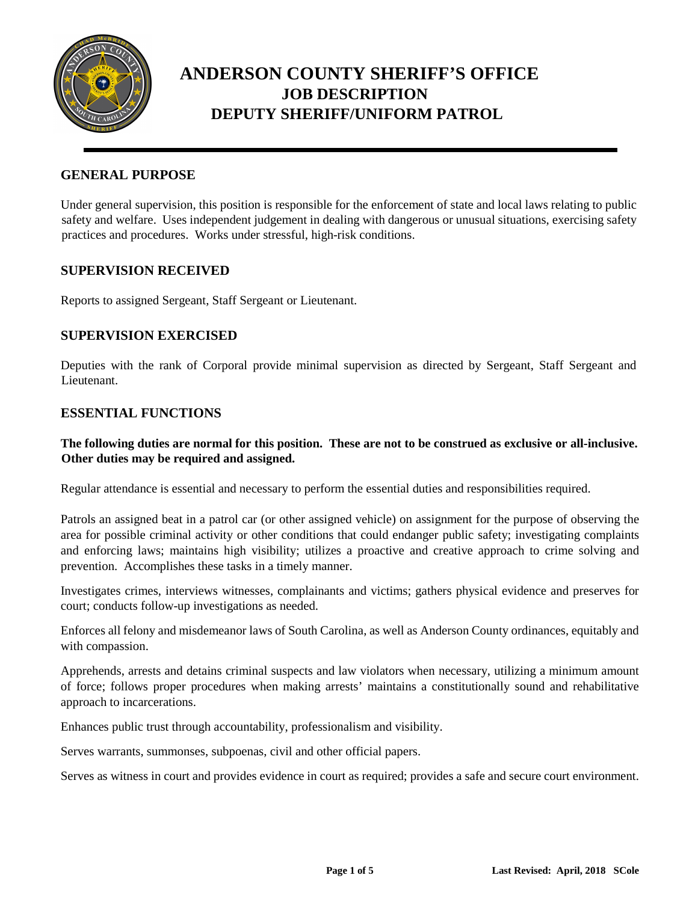# ANDERSON COUNTY SHERIFF'S OFFICE
## JOB DESCRIPTION
## DEPUTY SHERIFF/UNIFORM PATROL

---

### GENERAL PURPOSE

Under general supervision, this position is responsible for the enforcement of state and local laws relating to public safety and welfare. Uses independent judgement in dealing with dangerous or unusual situations, exercising safety practices and procedures. Works under stressful, high-risk conditions.

### SUPERVISION RECEIVED

Reports to assigned Sergeant, Staff Sergeant or Lieutenant.

### SUPERVISION EXERCISED

Deputies with the rank of Corporal provide minimal supervision as directed by Sergeant, Staff Sergeant and Lieutenant.

### ESSENTIAL FUNCTIONS

**The following duties are normal for this position. These are not to be construed as exclusive or all-inclusive. Other duties may be required and assigned.**

Regular attendance is essential and necessary to perform the essential duties and responsibilities required.

Patrols an assigned beat in a patrol car (or other assigned vehicle) on assignment for the purpose of observing the area for possible criminal activity or other conditions that could endanger public safety; investigating complaints and enforcing laws; maintains high visibility; utilizes a proactive and creative approach to crime solving and prevention. Accomplishes these tasks in a timely manner.

Investigates crimes, interviews witnesses, complainants and victims; gathers physical evidence and preserves for court; conducts follow-up investigations as needed.

Enforces all felony and misdemeanor laws of South Carolina, as well as Anderson County ordinances, equitably and with compassion.

Apprehends, arrests and detains criminal suspects and law violators when necessary, utilizing a minimum amount of force; follows proper procedures when making arrests' maintains a constitutionally sound and rehabilitative approach to incarcerations.

Enhances public trust through accountability, professionalism and visibility.

Serves warrants, summonses, subpoenas, civil and other official papers.

Serves as witness in court and provides evidence in court as required; provides a safe and secure court environment.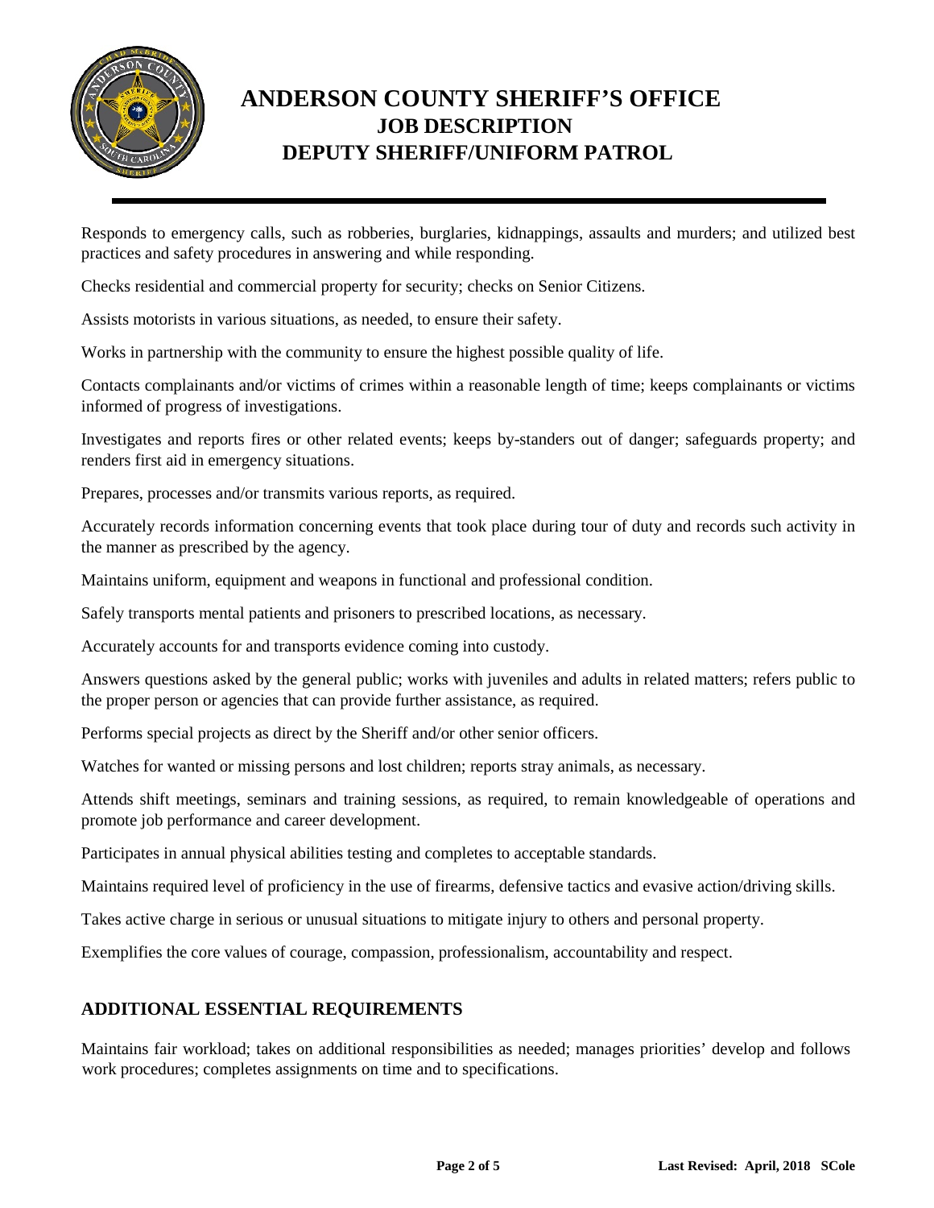# ANDERSON COUNTY SHERIFF'S OFFICE
## JOB DESCRIPTION
## DEPUTY SHERIFF/UNIFORM PATROL

Responds to emergency calls, such as robberies, burglaries, kidnappings, assaults and murders; and utilized best practices and safety procedures in answering and while responding.

Checks residential and commercial property for security; checks on Senior Citizens.

Assists motorists in various situations, as needed, to ensure their safety.

Works in partnership with the community to ensure the highest possible quality of life.

Contacts complainants and/or victims of crimes within a reasonable length of time; keeps complainants or victims informed of progress of investigations.

Investigates and reports fires or other related events; keeps by-standers out of danger; safeguards property; and renders first aid in emergency situations.

Prepares, processes and/or transmits various reports, as required.

Accurately records information concerning events that took place during tour of duty and records such activity in the manner as prescribed by the agency.

Maintains uniform, equipment and weapons in functional and professional condition.

Safely transports mental patients and prisoners to prescribed locations, as necessary.

Accurately accounts for and transports evidence coming into custody.

Answers questions asked by the general public; works with juveniles and adults in related matters; refers public to the proper person or agencies that can provide further assistance, as required.

Performs special projects as direct by the Sheriff and/or other senior officers.

Watches for wanted or missing persons and lost children; reports stray animals, as necessary.

Attends shift meetings, seminars and training sessions, as required, to remain knowledgeable of operations and promote job performance and career development.

Participates in annual physical abilities testing and completes to acceptable standards.

Maintains required level of proficiency in the use of firearms, defensive tactics and evasive action/driving skills.

Takes active charge in serious or unusual situations to mitigate injury to others and personal property.

Exemplifies the core values of courage, compassion, professionalism, accountability and respect.

## ADDITIONAL ESSENTIAL REQUIREMENTS

Maintains fair workload; takes on additional responsibilities as needed; manages priorities' develop and follows work procedures; completes assignments on time and to specifications.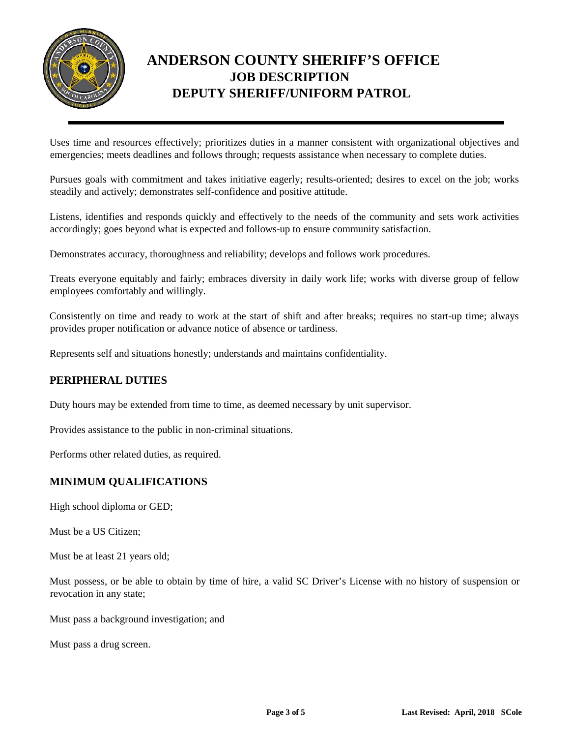# ANDERSON COUNTY SHERIFF'S OFFICE
## JOB DESCRIPTION
## DEPUTY SHERIFF/UNIFORM PATROL

Uses time and resources effectively; prioritizes duties in a manner consistent with organizational objectives and emergencies; meets deadlines and follows through; requests assistance when necessary to complete duties.

Pursues goals with commitment and takes initiative eagerly; results-oriented; desires to excel on the job; works steadily and actively; demonstrates self-confidence and positive attitude.

Listens, identifies and responds quickly and effectively to the needs of the community and sets work activities accordingly; goes beyond what is expected and follows-up to ensure community satisfaction.

Demonstrates accuracy, thoroughness and reliability; develops and follows work procedures.

Treats everyone equitably and fairly; embraces diversity in daily work life; works with diverse group of fellow employees comfortably and willingly.

Consistently on time and ready to work at the start of shift and after breaks; requires no start-up time; always provides proper notification or advance notice of absence or tardiness.

Represents self and situations honestly; understands and maintains confidentiality.

## PERIPHERAL DUTIES

Duty hours may be extended from time to time, as deemed necessary by unit supervisor.

Provides assistance to the public in non-criminal situations.

Performs other related duties, as required.

## MINIMUM QUALIFICATIONS

High school diploma or GED;

Must be a US Citizen;

Must be at least 21 years old;

Must possess, or be able to obtain by time of hire, a valid SC Driver's License with no history of suspension or revocation in any state;

Must pass a background investigation; and

Must pass a drug screen.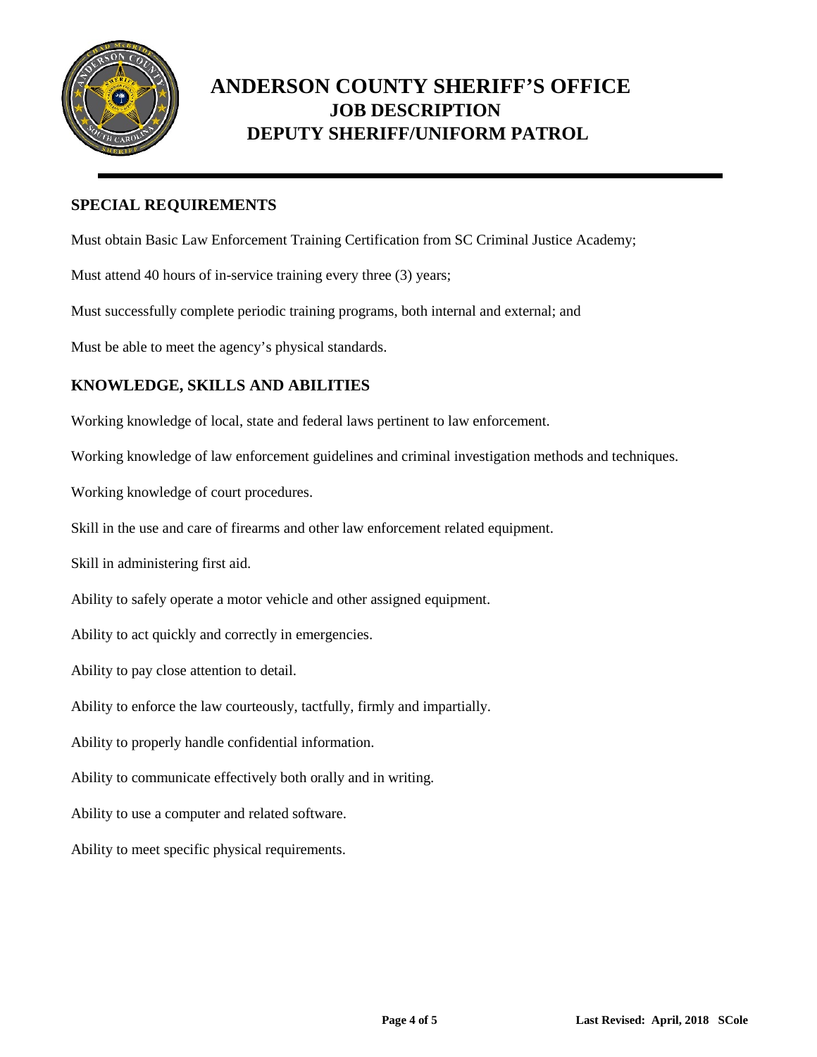# ANDERSON COUNTY SHERIFF'S OFFICE
## JOB DESCRIPTION
## DEPUTY SHERIFF/UNIFORM PATROL

### SPECIAL REQUIREMENTS

Must obtain Basic Law Enforcement Training Certification from SC Criminal Justice Academy;

Must attend 40 hours of in-service training every three (3) years;

Must successfully complete periodic training programs, both internal and external; and

Must be able to meet the agency's physical standards.

### KNOWLEDGE, SKILLS AND ABILITIES

Working knowledge of local, state and federal laws pertinent to law enforcement.

Working knowledge of law enforcement guidelines and criminal investigation methods and techniques.

Working knowledge of court procedures.

Skill in the use and care of firearms and other law enforcement related equipment.

Skill in administering first aid.

Ability to safely operate a motor vehicle and other assigned equipment.

Ability to act quickly and correctly in emergencies.

Ability to pay close attention to detail.

Ability to enforce the law courteously, tactfully, firmly and impartially.

Ability to properly handle confidential information.

Ability to communicate effectively both orally and in writing.

Ability to use a computer and related software.

Ability to meet specific physical requirements.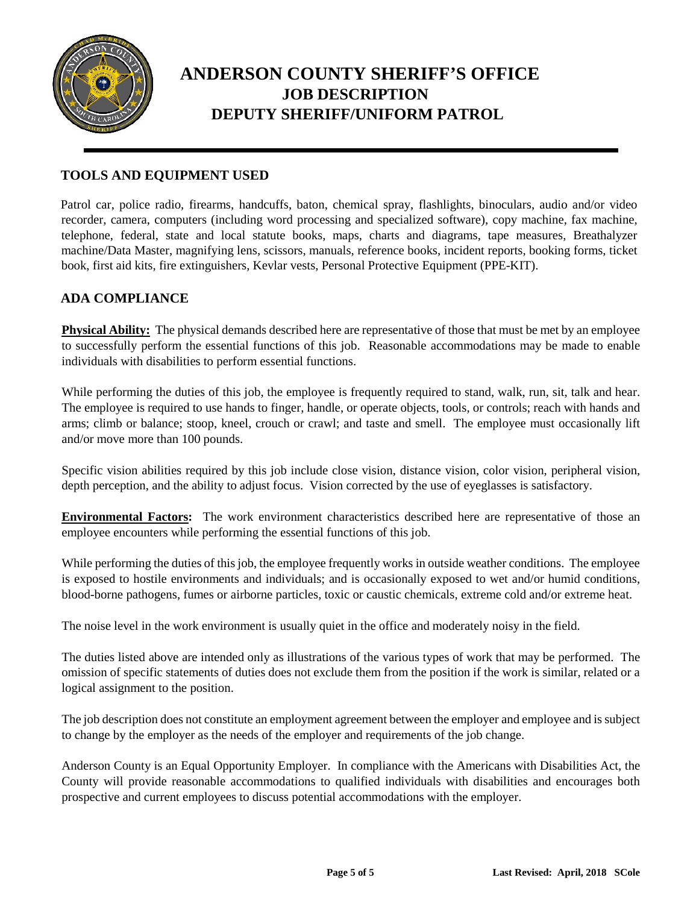# ANDERSON COUNTY SHERIFF'S OFFICE
## JOB DESCRIPTION
## DEPUTY SHERIFF/UNIFORM PATROL

### TOOLS AND EQUIPMENT USED

Patrol car, police radio, firearms, handcuffs, baton, chemical spray, flashlights, binoculars, audio and/or video recorder, camera, computers (including word processing and specialized software), copy machine, fax machine, telephone, federal, state and local statute books, maps, charts and diagrams, tape measures, Breathalyzer machine/Data Master, magnifying lens, scissors, manuals, reference books, incident reports, booking forms, ticket book, first aid kits, fire extinguishers, Kevlar vests, Personal Protective Equipment (PPE-KIT).

### ADA COMPLIANCE

**Physical Ability:** The physical demands described here are representative of those that must be met by an employee to successfully perform the essential functions of this job. Reasonable accommodations may be made to enable individuals with disabilities to perform essential functions.

While performing the duties of this job, the employee is frequently required to stand, walk, run, sit, talk and hear. The employee is required to use hands to finger, handle, or operate objects, tools, or controls; reach with hands and arms; climb or balance; stoop, kneel, crouch or crawl; and taste and smell. The employee must occasionally lift and/or move more than 100 pounds.

Specific vision abilities required by this job include close vision, distance vision, color vision, peripheral vision, depth perception, and the ability to adjust focus. Vision corrected by the use of eyeglasses is satisfactory.

**Environmental Factors:** The work environment characteristics described here are representative of those an employee encounters while performing the essential functions of this job.

While performing the duties of this job, the employee frequently works in outside weather conditions. The employee is exposed to hostile environments and individuals; and is occasionally exposed to wet and/or humid conditions, blood-borne pathogens, fumes or airborne particles, toxic or caustic chemicals, extreme cold and/or extreme heat.

The noise level in the work environment is usually quiet in the office and moderately noisy in the field.

The duties listed above are intended only as illustrations of the various types of work that may be performed. The omission of specific statements of duties does not exclude them from the position if the work is similar, related or a logical assignment to the position.

The job description does not constitute an employment agreement between the employer and employee and is subject to change by the employer as the needs of the employer and requirements of the job change.

Anderson County is an Equal Opportunity Employer. In compliance with the Americans with Disabilities Act, the County will provide reasonable accommodations to qualified individuals with disabilities and encourages both prospective and current employees to discuss potential accommodations with the employer.

**Last Revised: April, 2018 SCole**